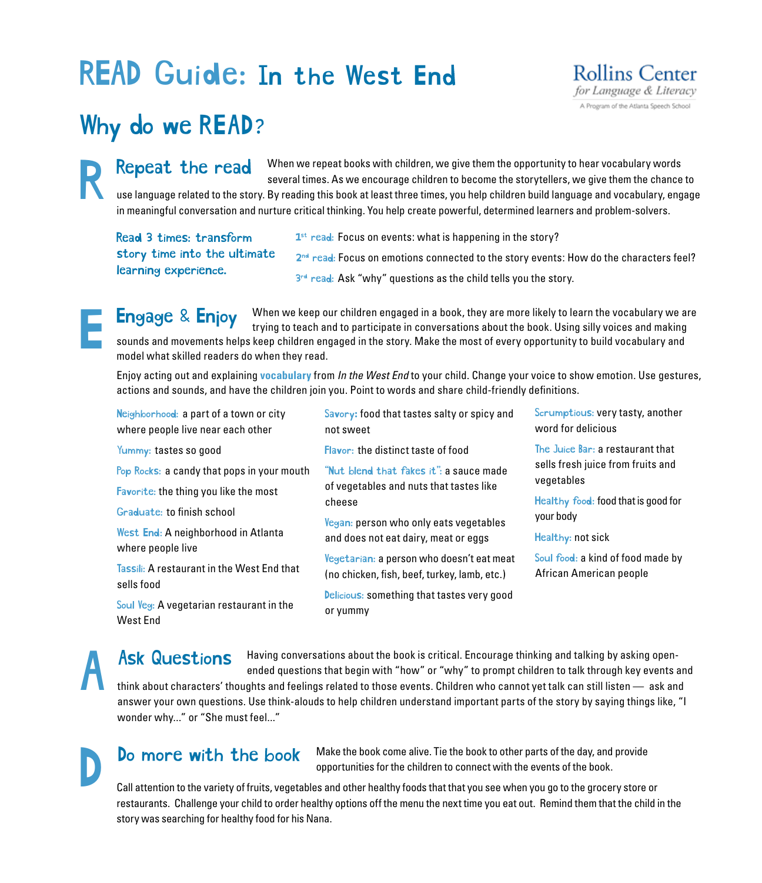# READ Guide: In the West End

Rollins Center *for Language & Literacy*
A Program of the Atlanta Speech School

## Why do we READ?

### R — Repeat the read

When we repeat books with children, we give them the opportunity to hear vocabulary words several times. As we encourage children to become the storytellers, we give them the chance to use language related to the story. By reading this book at least three times, you help children build language and vocabulary, engage in meaningful conversation and nurture critical thinking. You help create powerful, determined learners and problem-solvers.

**Read 3 times: transform story time into the ultimate learning experience.**

- **1st read:** Focus on events: what is happening in the story?
- **2nd read:** Focus on emotions connected to the story events: How do the characters feel?
- **3rd read:** Ask "why" questions as the child tells you the story.

### E — Engage & Enjoy

When we keep our children engaged in a book, they are more likely to learn the vocabulary we are trying to teach and to participate in conversations about the book. Using silly voices and making sounds and movements helps keep children engaged in the story. Make the most of every opportunity to build vocabulary and model what skilled readers do when they read.

Enjoy acting out and explaining **vocabulary** from *In the West End* to your child. Change your voice to show emotion. Use gestures, actions and sounds, and have the children join you. Point to words and share child-friendly definitions.

- **Neighborhood:** a part of a town or city where people live near each other
- **Yummy:** tastes so good
- **Pop Rocks:** a candy that pops in your mouth
- **Favorite:** the thing you like the most
- **Graduate:** to finish school
- **West End:** A neighborhood in Atlanta where people live
- **Tassili:** A restaurant in the West End that sells food
- **Soul Veg:** A vegetarian restaurant in the West End
- **Savory:** food that tastes salty or spicy and not sweet
- **Flavor:** the distinct taste of food
- **"Nut blend that fakes it":** a sauce made of vegetables and nuts that tastes like cheese
- **Vegan:** person who only eats vegetables and does not eat dairy, meat or eggs
- **Vegetarian:** a person who doesn't eat meat (no chicken, fish, beef, turkey, lamb, etc.)
- **Delicious:** something that tastes very good or yummy
- **Scrumptious:** very tasty, another word for delicious
- **The Juice Bar:** a restaurant that sells fresh juice from fruits and vegetables
- **Healthy food:** food that is good for your body
- **Healthy:** not sick
- **Soul food:** a kind of food made by African American people

### A — Ask Questions

Having conversations about the book is critical. Encourage thinking and talking by asking open-ended questions that begin with "how" or "why" to prompt children to talk through key events and think about characters' thoughts and feelings related to those events. Children who cannot yet talk can still listen — ask and answer your own questions. Use think-alouds to help children understand important parts of the story by saying things like, "I wonder why..." or "She must feel..."

### D — Do more with the book

Make the book come alive. Tie the book to other parts of the day, and provide opportunities for the children to connect with the events of the book.

Call attention to the variety of fruits, vegetables and other healthy foods that that you see when you go to the grocery store or restaurants. Challenge your child to order healthy options off the menu the next time you eat out. Remind them that the child in the story was searching for healthy food for his Nana.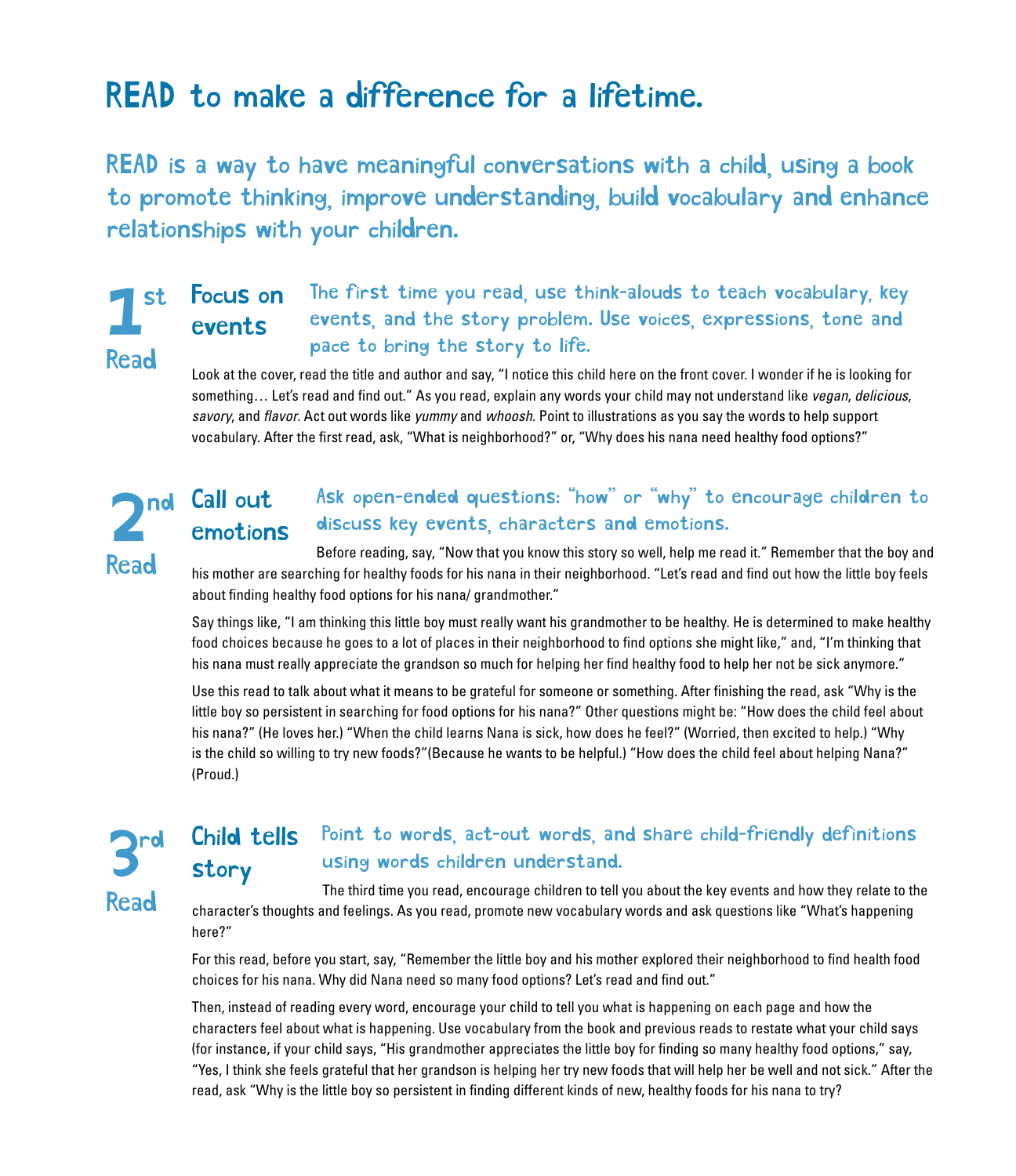# READ to make a difference for a lifetime.

## READ is a way to have meaningful conversations with a child, using a book to promote thinking, improve understanding, build vocabulary and enhance relationships with your children.

### 1st Read — Focus on events

**The first time you read, use think-alouds to teach vocabulary, key events, and the story problem. Use voices, expressions, tone and pace to bring the story to life.**

Look at the cover, read the title and author and say, "I notice this child here on the front cover. I wonder if he is looking for something… Let's read and find out." As you read, explain any words your child may not understand like *vegan*, *delicious*, *savory*, and *flavor*. Act out words like *yummy* and *whoosh*. Point to illustrations as you say the words to help support vocabulary. After the first read, ask, "What is neighborhood?" or, "Why does his nana need healthy food options?"

### 2nd Read — Call out emotions

**Ask open-ended questions: "how" or "why" to encourage children to discuss key events, characters and emotions.**

Before reading, say, "Now that you know this story so well, help me read it." Remember that the boy and his mother are searching for healthy foods for his nana in their neighborhood. "Let's read and find out how the little boy feels about finding healthy food options for his nana/ grandmother."

Say things like, "I am thinking this little boy must really want his grandmother to be healthy. He is determined to make healthy food choices because he goes to a lot of places in their neighborhood to find options she might like," and, "I'm thinking that his nana must really appreciate the grandson so much for helping her find healthy food to help her not be sick anymore."

Use this read to talk about what it means to be grateful for someone or something. After finishing the read, ask "Why is the little boy so persistent in searching for food options for his nana?" Other questions might be: "How does the child feel about his nana?" (He loves her.) "When the child learns Nana is sick, how does he feel?" (Worried, then excited to help.) "Why is the child so willing to try new foods?"(Because he wants to be helpful.) "How does the child feel about helping Nana?" (Proud.)

### 3rd Read — Child tells story

**Point to words, act-out words, and share child-friendly definitions using words children understand.**

The third time you read, encourage children to tell you about the key events and how they relate to the character's thoughts and feelings. As you read, promote new vocabulary words and ask questions like "What's happening here?"

For this read, before you start, say, "Remember the little boy and his mother explored their neighborhood to find health food choices for his nana. Why did Nana need so many food options? Let's read and find out."

Then, instead of reading every word, encourage your child to tell you what is happening on each page and how the characters feel about what is happening. Use vocabulary from the book and previous reads to restate what your child says (for instance, if your child says, "His grandmother appreciates the little boy for finding so many healthy food options," say, "Yes, I think she feels grateful that her grandson is helping her try new foods that will help her be well and not sick." After the read, ask "Why is the little boy so persistent in finding different kinds of new, healthy foods for his nana to try?